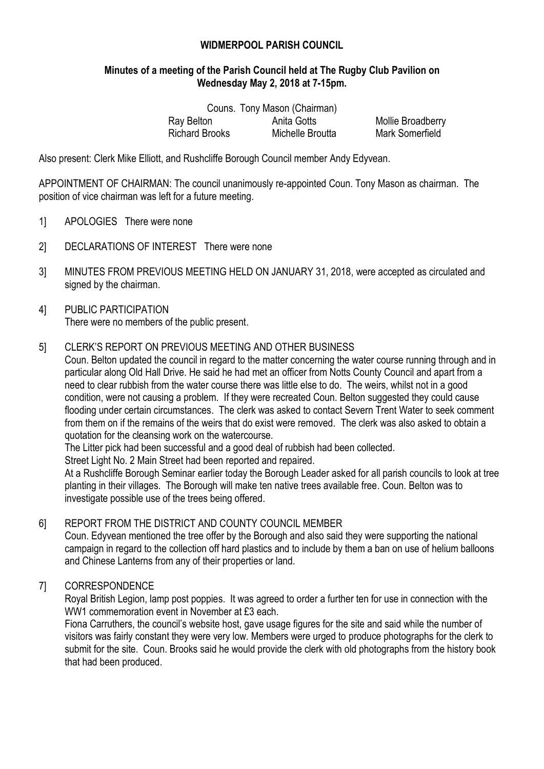# WIDMERPOOL PARISH COUNCIL

**Minutes of a meeting of the Parish Council held at The Rugby Club Pavilion on Wednesday May 2, 2018 at 7-15pm.**

Couns. Tony Mason (Chairman)

| | | |
|---|---|---|
| Ray Belton | Anita Gotts | Mollie Broadberry |
| Richard Brooks | Michelle Broutta | Mark Somerfield |

Also present: Clerk Mike Elliott, and Rushcliffe Borough Council member Andy Edyvean.

APPOINTMENT OF CHAIRMAN: The council unanimously re-appointed Coun. Tony Mason as chairman. The position of vice chairman was left for a future meeting.

1] APOLOGIES There were none

2] DECLARATIONS OF INTEREST There were none

3] MINUTES FROM PREVIOUS MEETING HELD ON JANUARY 31, 2018, were accepted as circulated and signed by the chairman.

4] PUBLIC PARTICIPATION
There were no members of the public present.

5] CLERK'S REPORT ON PREVIOUS MEETING AND OTHER BUSINESS
Coun. Belton updated the council in regard to the matter concerning the water course running through and in particular along Old Hall Drive. He said he had met an officer from Notts County Council and apart from a need to clear rubbish from the water course there was little else to do. The weirs, whilst not in a good condition, were not causing a problem. If they were recreated Coun. Belton suggested they could cause flooding under certain circumstances. The clerk was asked to contact Severn Trent Water to seek comment from them on if the remains of the weirs that do exist were removed. The clerk was also asked to obtain a quotation for the cleansing work on the watercourse.
The Litter pick had been successful and a good deal of rubbish had been collected.
Street Light No. 2 Main Street had been reported and repaired.
At a Rushcliffe Borough Seminar earlier today the Borough Leader asked for all parish councils to look at tree planting in their villages. The Borough will make ten native trees available free. Coun. Belton was to investigate possible use of the trees being offered.

6] REPORT FROM THE DISTRICT AND COUNTY COUNCIL MEMBER
Coun. Edyvean mentioned the tree offer by the Borough and also said they were supporting the national campaign in regard to the collection off hard plastics and to include by them a ban on use of helium balloons and Chinese Lanterns from any of their properties or land.

7] CORRESPONDENCE
Royal British Legion, lamp post poppies. It was agreed to order a further ten for use in connection with the WW1 commemoration event in November at £3 each.
Fiona Carruthers, the council's website host, gave usage figures for the site and said while the number of visitors was fairly constant they were very low. Members were urged to produce photographs for the clerk to submit for the site. Coun. Brooks said he would provide the clerk with old photographs from the history book that had been produced.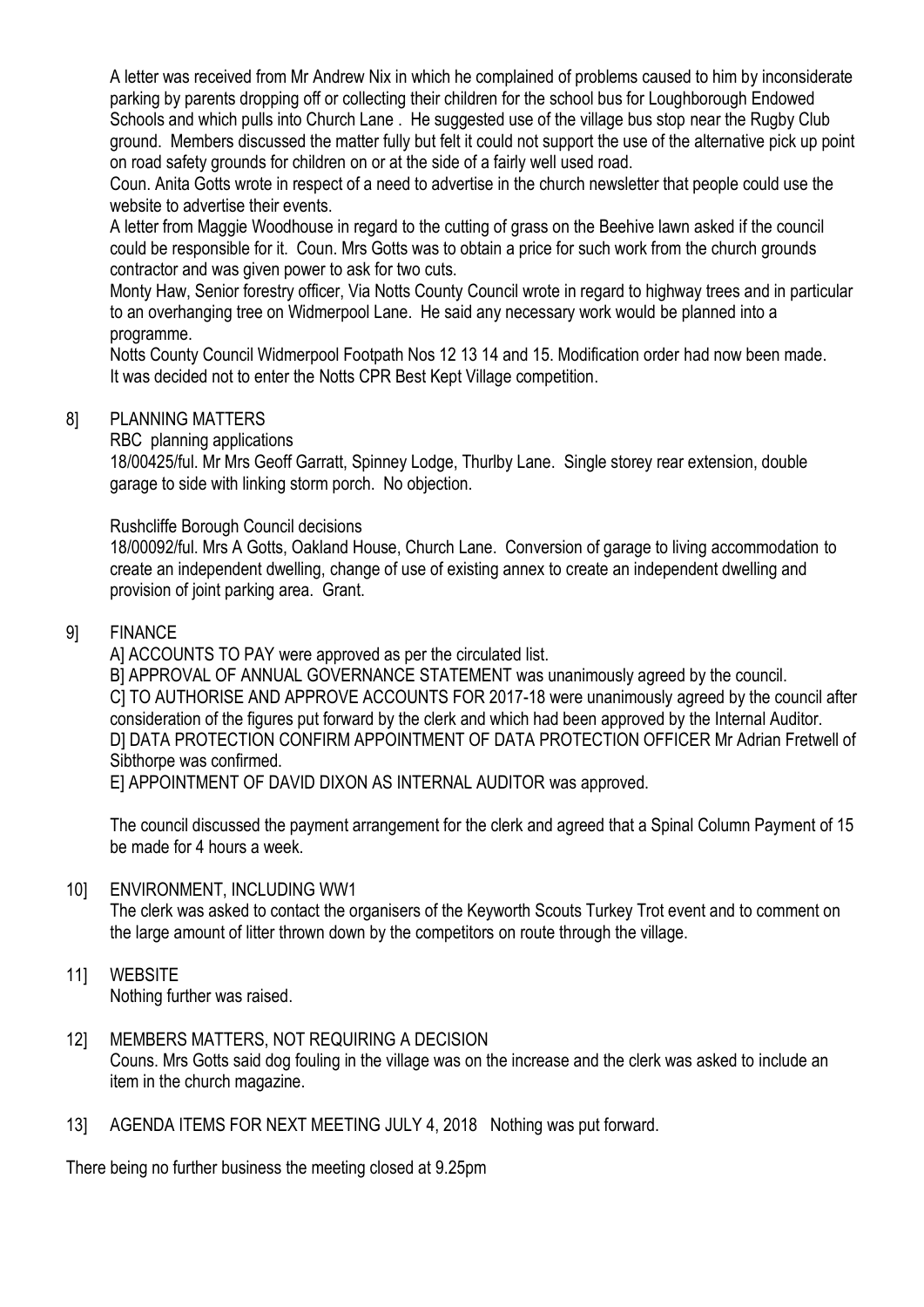A letter was received from Mr Andrew Nix in which he complained of problems caused to him by inconsiderate parking by parents dropping off or collecting their children for the school bus for Loughborough Endowed Schools and which pulls into Church Lane . He suggested use of the village bus stop near the Rugby Club ground. Members discussed the matter fully but felt it could not support the use of the alternative pick up point on road safety grounds for children on or at the side of a fairly well used road.

Coun. Anita Gotts wrote in respect of a need to advertise in the church newsletter that people could use the website to advertise their events.

A letter from Maggie Woodhouse in regard to the cutting of grass on the Beehive lawn asked if the council could be responsible for it. Coun. Mrs Gotts was to obtain a price for such work from the church grounds contractor and was given power to ask for two cuts.

Monty Haw, Senior forestry officer, Via Notts County Council wrote in regard to highway trees and in particular to an overhanging tree on Widmerpool Lane. He said any necessary work would be planned into a programme.

Notts County Council Widmerpool Footpath Nos 12 13 14 and 15. Modification order had now been made.

It was decided not to enter the Notts CPR Best Kept Village competition.

8] PLANNING MATTERS

RBC planning applications

18/00425/ful. Mr Mrs Geoff Garratt, Spinney Lodge, Thurlby Lane. Single storey rear extension, double garage to side with linking storm porch. No objection.

Rushcliffe Borough Council decisions

18/00092/ful. Mrs A Gotts, Oakland House, Church Lane. Conversion of garage to living accommodation to create an independent dwelling, change of use of existing annex to create an independent dwelling and provision of joint parking area. Grant.

9] FINANCE

A] ACCOUNTS TO PAY were approved as per the circulated list.

B] APPROVAL OF ANNUAL GOVERNANCE STATEMENT was unanimously agreed by the council.

C] TO AUTHORISE AND APPROVE ACCOUNTS FOR 2017-18 were unanimously agreed by the council after consideration of the figures put forward by the clerk and which had been approved by the Internal Auditor.

D] DATA PROTECTION CONFIRM APPOINTMENT OF DATA PROTECTION OFFICER Mr Adrian Fretwell of Sibthorpe was confirmed.

E] APPOINTMENT OF DAVID DIXON AS INTERNAL AUDITOR was approved.

The council discussed the payment arrangement for the clerk and agreed that a Spinal Column Payment of 15 be made for 4 hours a week.

10] ENVIRONMENT, INCLUDING WW1

The clerk was asked to contact the organisers of the Keyworth Scouts Turkey Trot event and to comment on the large amount of litter thrown down by the competitors on route through the village.

11] WEBSITE

Nothing further was raised.

12] MEMBERS MATTERS, NOT REQUIRING A DECISION

Couns. Mrs Gotts said dog fouling in the village was on the increase and the clerk was asked to include an item in the church magazine.

13] AGENDA ITEMS FOR NEXT MEETING JULY 4, 2018 Nothing was put forward.

There being no further business the meeting closed at 9.25pm